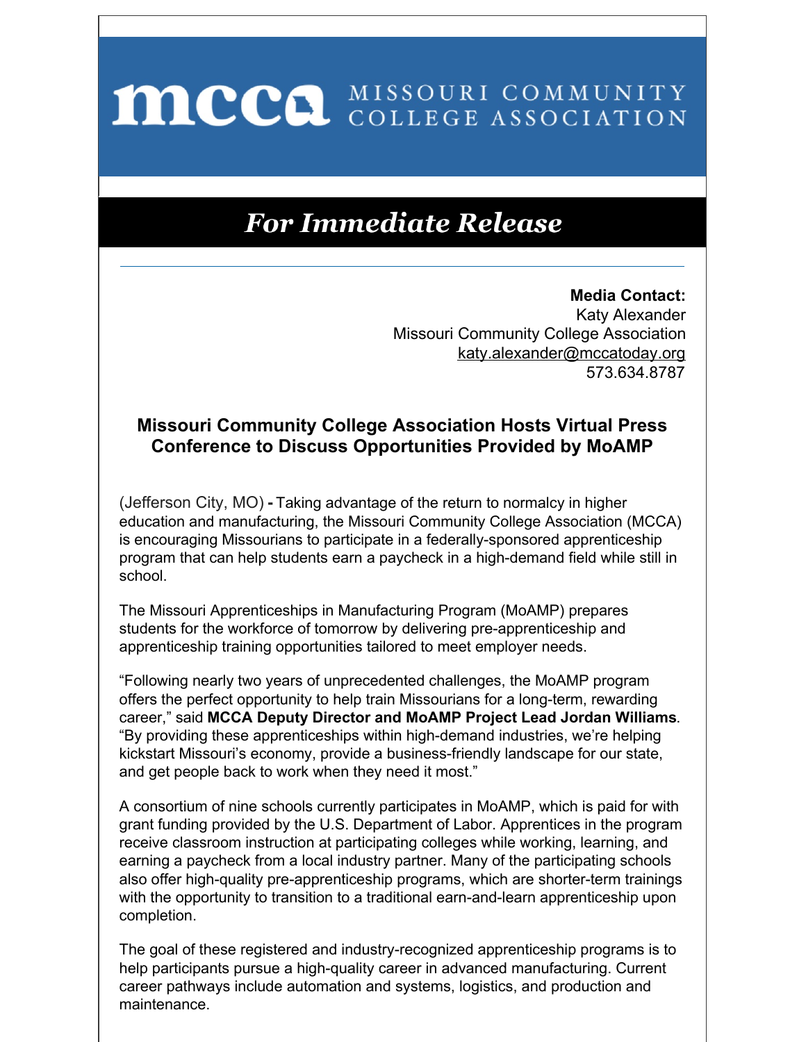# MCCA MISSOURI COMMUNITY COLLEGE ASSOCIATION

## *For Immediate Release*

---

**Media Contact:**
Katy Alexander
Missouri Community College Association
katy.alexander@mccatoday.org
573.634.8787

### Missouri Community College Association Hosts Virtual Press Conference to Discuss Opportunities Provided by MoAMP

(Jefferson City, MO) **-** Taking advantage of the return to normalcy in higher education and manufacturing, the Missouri Community College Association (MCCA) is encouraging Missourians to participate in a federally-sponsored apprenticeship program that can help students earn a paycheck in a high-demand field while still in school.

The Missouri Apprenticeships in Manufacturing Program (MoAMP) prepares students for the workforce of tomorrow by delivering pre-apprenticeship and apprenticeship training opportunities tailored to meet employer needs.

"Following nearly two years of unprecedented challenges, the MoAMP program offers the perfect opportunity to help train Missourians for a long-term, rewarding career," said **MCCA Deputy Director and MoAMP Project Lead Jordan Williams**. "By providing these apprenticeships within high-demand industries, we're helping kickstart Missouri's economy, provide a business-friendly landscape for our state, and get people back to work when they need it most."

A consortium of nine schools currently participates in MoAMP, which is paid for with grant funding provided by the U.S. Department of Labor. Apprentices in the program receive classroom instruction at participating colleges while working, learning, and earning a paycheck from a local industry partner. Many of the participating schools also offer high-quality pre-apprenticeship programs, which are shorter-term trainings with the opportunity to transition to a traditional earn-and-learn apprenticeship upon completion.

The goal of these registered and industry-recognized apprenticeship programs is to help participants pursue a high-quality career in advanced manufacturing. Current career pathways include automation and systems, logistics, and production and maintenance.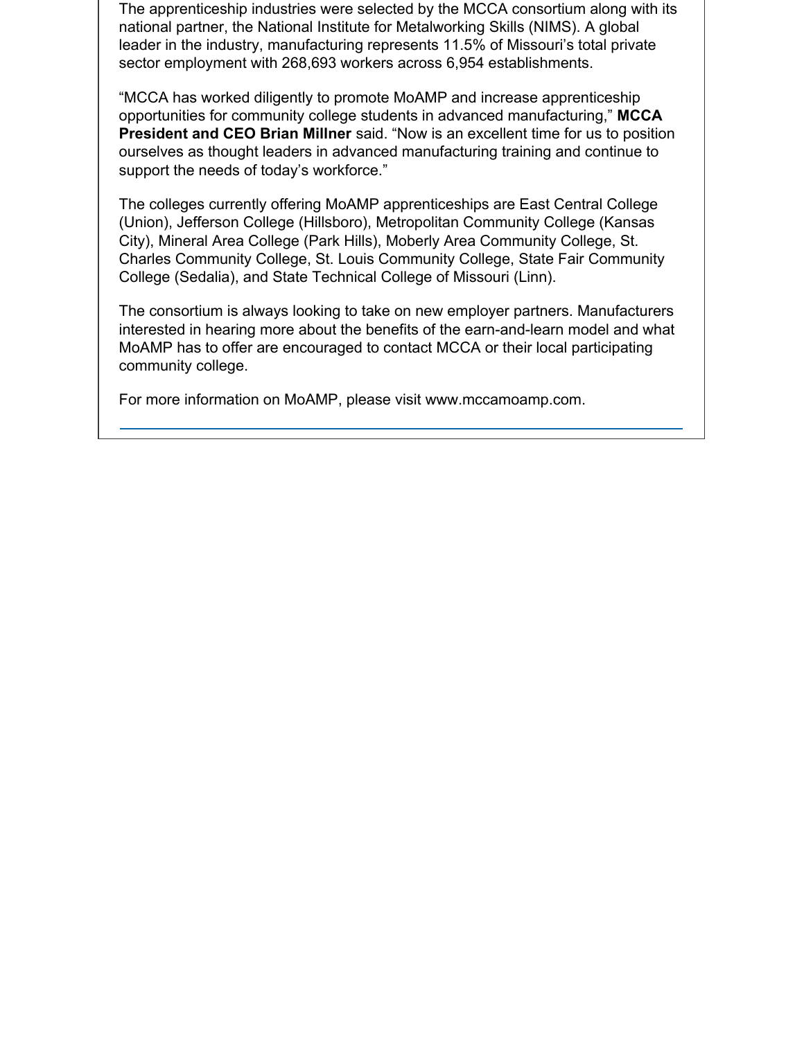The apprenticeship industries were selected by the MCCA consortium along with its national partner, the National Institute for Metalworking Skills (NIMS). A global leader in the industry, manufacturing represents 11.5% of Missouri's total private sector employment with 268,693 workers across 6,954 establishments.

"MCCA has worked diligently to promote MoAMP and increase apprenticeship opportunities for community college students in advanced manufacturing," **MCCA President and CEO Brian Millner** said. "Now is an excellent time for us to position ourselves as thought leaders in advanced manufacturing training and continue to support the needs of today's workforce."

The colleges currently offering MoAMP apprenticeships are East Central College (Union), Jefferson College (Hillsboro), Metropolitan Community College (Kansas City), Mineral Area College (Park Hills), Moberly Area Community College, St. Charles Community College, St. Louis Community College, State Fair Community College (Sedalia), and State Technical College of Missouri (Linn).

The consortium is always looking to take on new employer partners. Manufacturers interested in hearing more about the benefits of the earn-and-learn model and what MoAMP has to offer are encouraged to contact MCCA or their local participating community college.

For more information on MoAMP, please visit www.mccamoamp.com.